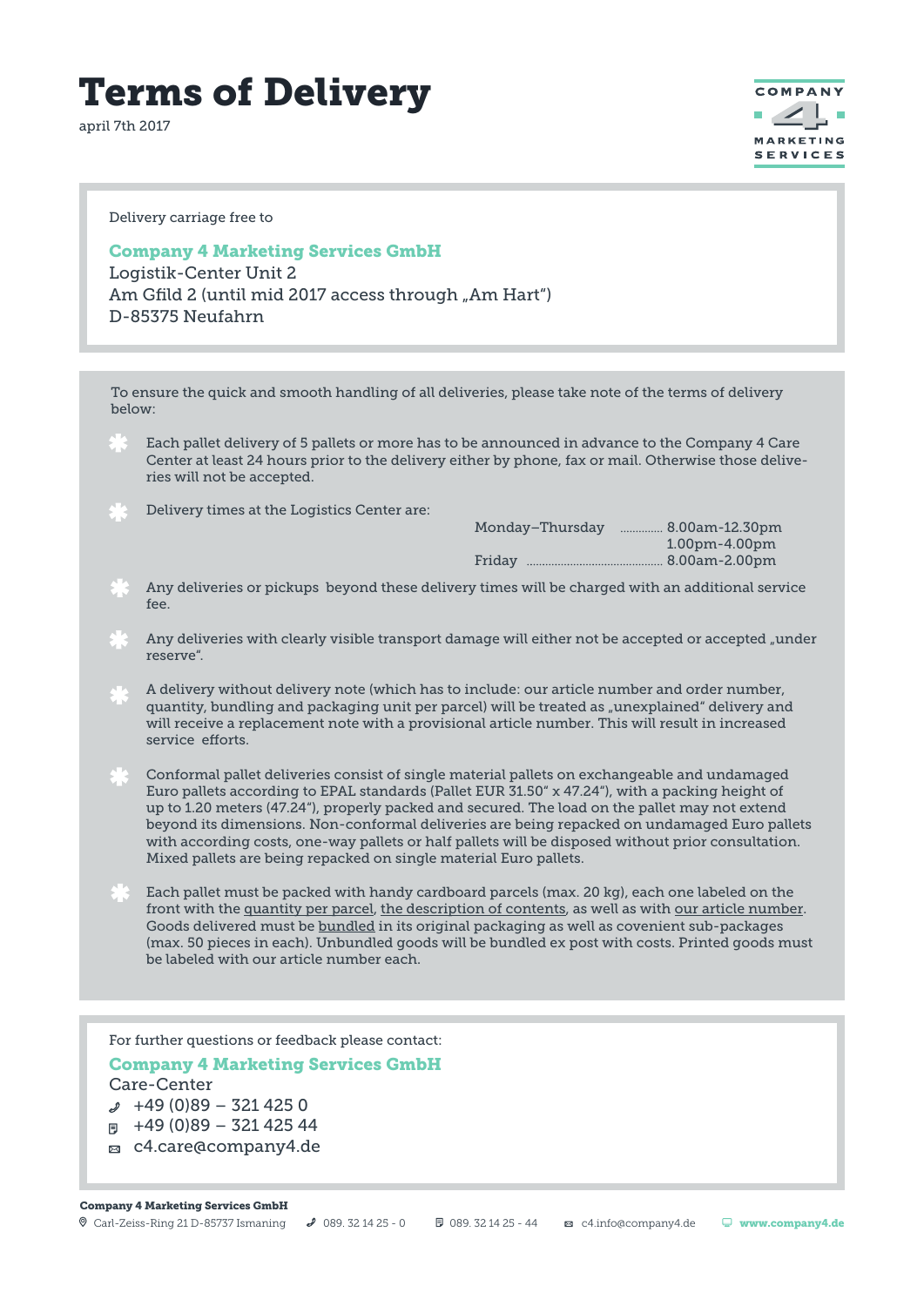# Terms of Delivery

april 7th 2017

COMPANY 4 MARKETING SERVICES

Delivery carriage free to

**Company 4 Marketing Services GmbH**
Logistik-Center Unit 2
Am Gfild 2 (until mid 2017 access through „Am Hart")
D-85375 Neufahrn

To ensure the quick and smooth handling of all deliveries, please take note of the terms of delivery below:

- Each pallet delivery of 5 pallets or more has to be announced in advance to the Company 4 Care Center at least 24 hours prior to the delivery either by phone, fax or mail. Otherwise those deliveries will not be accepted.
- Delivery times at the Logistics Center are:

  Monday–Thursday ............. 8.00am-12.30pm
  1.00pm-4.00pm
  Friday ............................................ 8.00am-2.00pm

- Any deliveries or pickups beyond these delivery times will be charged with an additional service fee.
- Any deliveries with clearly visible transport damage will either not be accepted or accepted „under reserve".
- A delivery without delivery note (which has to include: our article number and order number, quantity, bundling and packaging unit per parcel) will be treated as „unexplained" delivery and will receive a replacement note with a provisional article number. This will result in increased service efforts.
- Conformal pallet deliveries consist of single material pallets on exchangeable and undamaged Euro pallets according to EPAL standards (Pallet EUR 31.50" x 47.24"), with a packing height of up to 1.20 meters (47.24"), properly packed and secured. The load on the pallet may not extend beyond its dimensions. Non-conformal deliveries are being repacked on undamaged Euro pallets with according costs, one-way pallets or half pallets will be disposed without prior consultation. Mixed pallets are being repacked on single material Euro pallets.
- Each pallet must be packed with handy cardboard parcels (max. 20 kg), each one labeled on the front with the quantity per parcel, the description of contents, as well as with our article number. Goods delivered must be bundled in its original packaging as well as covenient sub-packages (max. 50 pieces in each). Unbundled goods will be bundled ex post with costs. Printed goods must be labeled with our article number each.

For further questions or feedback please contact:

**Company 4 Marketing Services GmbH**
Care-Center
+49 (0)89 – 321 425 0
+49 (0)89 – 321 425 44
c4.care@company4.de

**Company 4 Marketing Services GmbH**
Carl-Zeiss-Ring 21 D-85737 Ismaning 089. 32 14 25 - 0 089. 32 14 25 - 44 c4.info@company4.de **www.company4.de**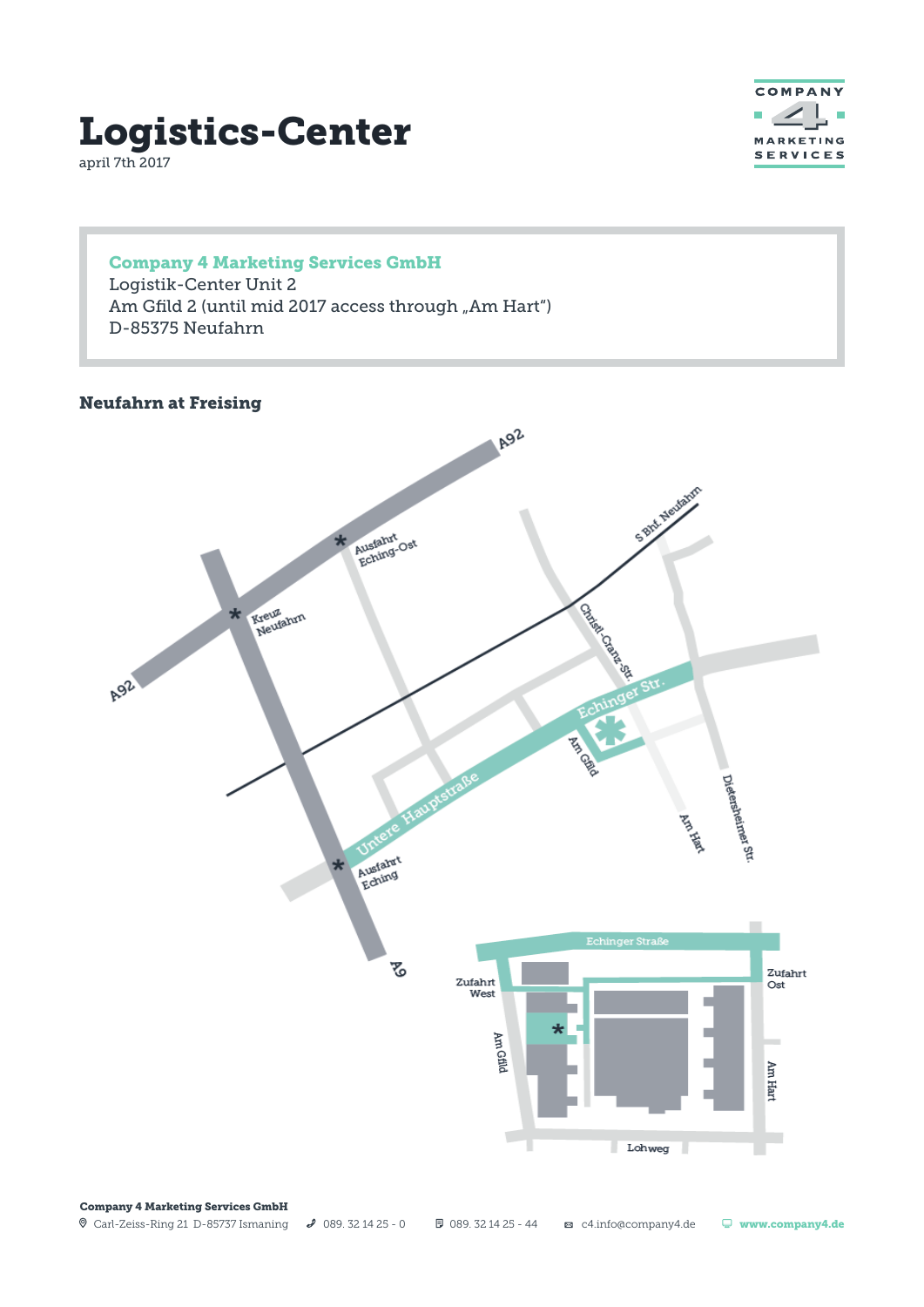# Logistics-Center

april 7th 2017

COMPANY 4 MARKETING SERVICES

**Company 4 Marketing Services GmbH**
Logistik-Center Unit 2
Am Gfild 2 (until mid 2017 access through „Am Hart")
D-85375 Neufahrn

### Neufahrn at Freising

A92
Ausfahrt Eching-Ost
S Bhf. Neufahrn
Kreuz Neufahrn
A92
Christl-Cranz-Str.
Echinger Str.
Am Gfild
Untere Hauptstraße
Am Hart
Dietersheimer Str.
Ausfahrt Eching
A9

Echinger Straße
Zufahrt West
Zufahrt Ost
Am Gfild
Am Hart
Lohweg

**Company 4 Marketing Services GmbH**
Carl-Zeiss-Ring 21 D-85737 Ismaning · 089. 32 14 25 - 0 · 089. 32 14 25 - 44 · c4.info@company4.de · **www.company4.de**